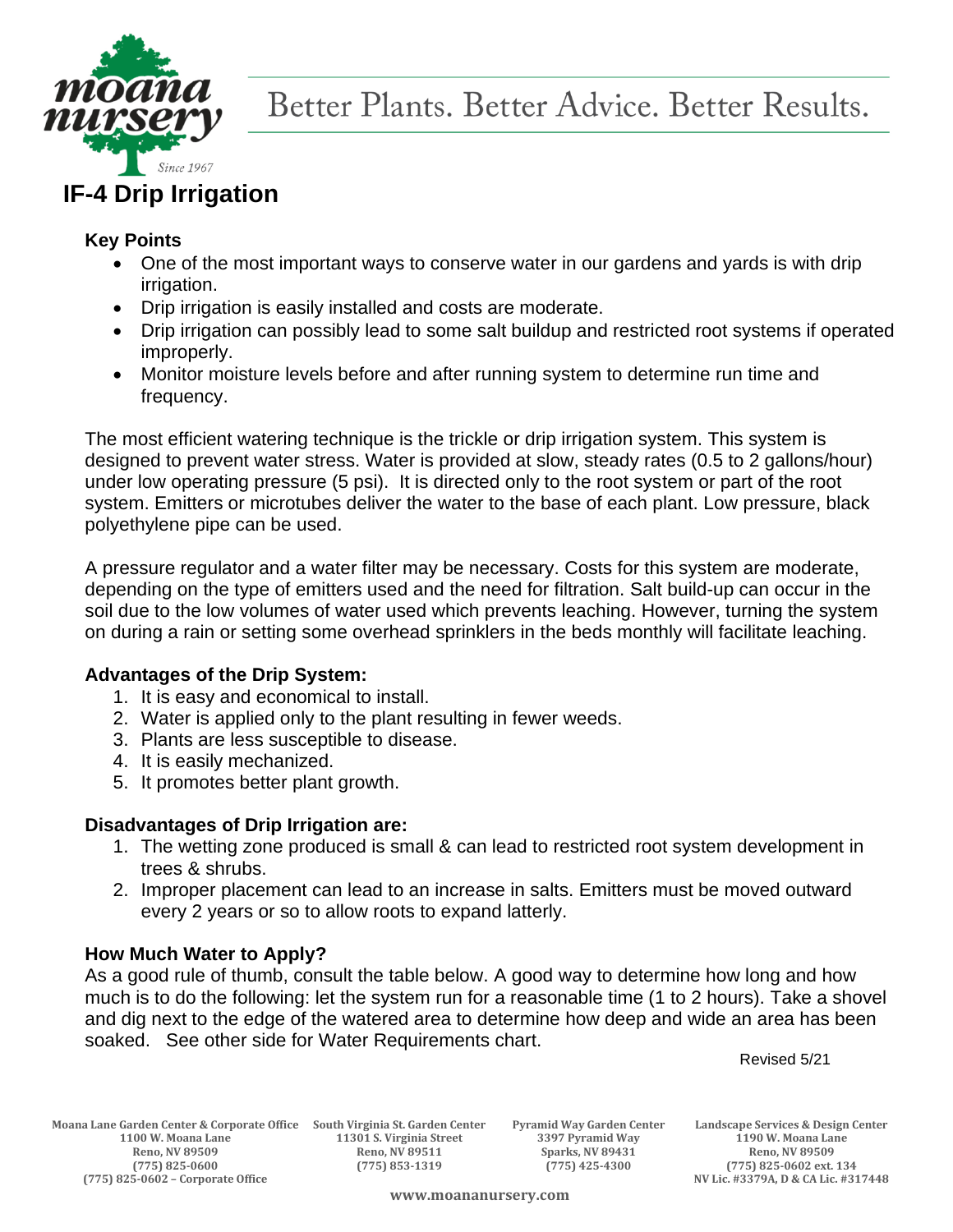# IF-4 Drip Irrigation

### Key Points

- One of the most important ways to conserve water in our gardens and yards is with drip irrigation.
- Drip irrigation is easily installed and costs are moderate.
- Drip irrigation can possibly lead to some salt buildup and restricted root systems if operated improperly.
- Monitor moisture levels before and after running system to determine run time and frequency.

The most efficient watering technique is the trickle or drip irrigation system. This system is designed to prevent water stress. Water is provided at slow, steady rates (0.5 to 2 gallons/hour) under low operating pressure (5 psi). It is directed only to the root system or part of the root system. Emitters or microtubes deliver the water to the base of each plant. Low pressure, black polyethylene pipe can be used.

A pressure regulator and a water filter may be necessary. Costs for this system are moderate, depending on the type of emitters used and the need for filtration. Salt build-up can occur in the soil due to the low volumes of water used which prevents leaching. However, turning the system on during a rain or setting some overhead sprinklers in the beds monthly will facilitate leaching.

### Advantages of the Drip System:

1. It is easy and economical to install.
2. Water is applied only to the plant resulting in fewer weeds.
3. Plants are less susceptible to disease.
4. It is easily mechanized.
5. It promotes better plant growth.

### Disadvantages of Drip Irrigation are:

1. The wetting zone produced is small & can lead to restricted root system development in trees & shrubs.
2. Improper placement can lead to an increase in salts. Emitters must be moved outward every 2 years or so to allow roots to expand latterly.

### How Much Water to Apply?

As a good rule of thumb, consult the table below. A good way to determine how long and how much is to do the following: let the system run for a reasonable time (1 to 2 hours). Take a shovel and dig next to the edge of the watered area to determine how deep and wide an area has been soaked. See other side for Water Requirements chart.

Revised 5/21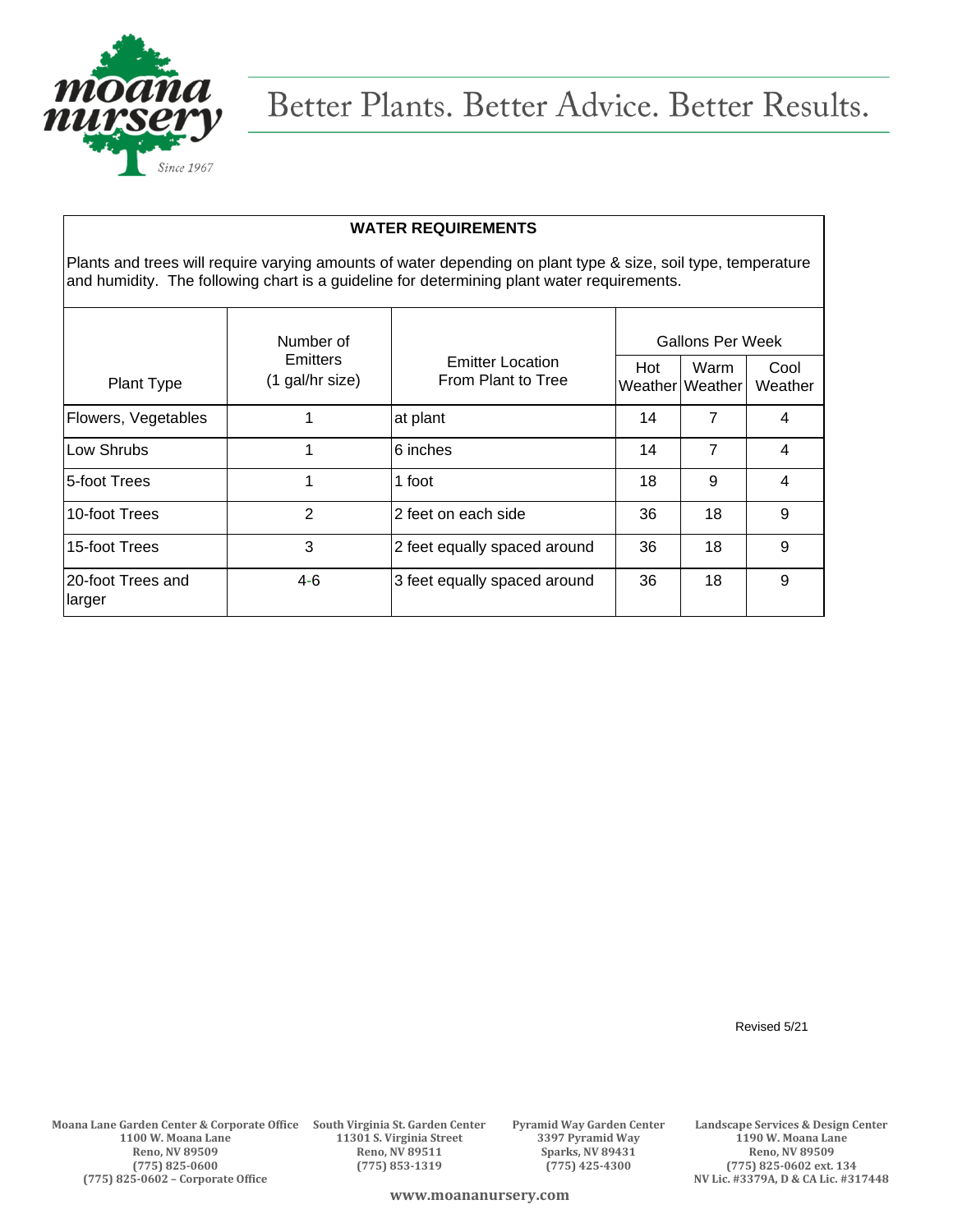## WATER REQUIREMENTS

Plants and trees will require varying amounts of water depending on plant type & size, soil type, temperature and humidity. The following chart is a guideline for determining plant water requirements.

| Plant Type | Number of Emitters (1 gal/hr size) | Emitter Location From Plant to Tree | Gallons Per Week | | |
|---|---|---|---|---|---|
| | | | Hot Weather | Warm Weather | Cool Weather |
| Flowers, Vegetables | 1 | at plant | 14 | 7 | 4 |
| Low Shrubs | 1 | 6 inches | 14 | 7 | 4 |
| 5-foot Trees | 1 | 1 foot | 18 | 9 | 4 |
| 10-foot Trees | 2 | 2 feet on each side | 36 | 18 | 9 |
| 15-foot Trees | 3 | 2 feet equally spaced around | 36 | 18 | 9 |
| 20-foot Trees and larger | 4-6 | 3 feet equally spaced around | 36 | 18 | 9 |

Revised 5/21